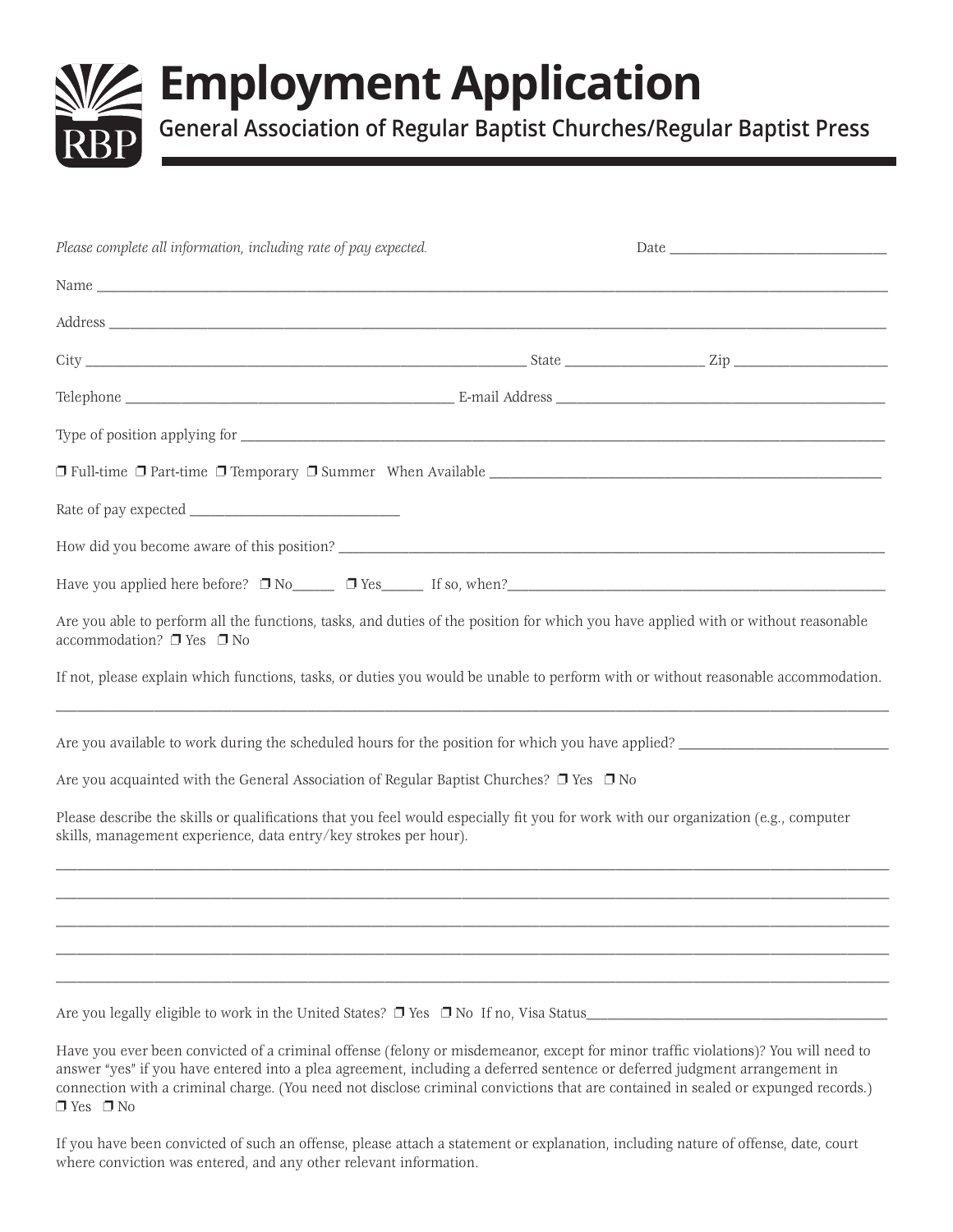# Employment Application

## General Association of Regular Baptist Churches/Regular Baptist Press

*Please complete all information, including rate of pay expected.* Date ______________________________

Name ______________________________________________________________________________________________

Address ____________________________________________________________________________________________

City ____________________________________________________ State _______________ Zip __________________

Telephone _____________________________________ E-mail Address _____________________________________

Type of position applying for ______________________________________________________________________

❐ Full-time ❐ Part-time ❐ Temporary ❐ Summer When Available ____________________________________________

Rate of pay expected _______________________

How did you become aware of this position? ________________________________________________________

Have you applied here before? ❐ No_____ ❐ Yes_____ If so, when?___________________________________________

Are you able to perform all the functions, tasks, and duties of the position for which you have applied with or without reasonable accommodation? ❐ Yes ❐ No

If not, please explain which functions, tasks, or duties you would be unable to perform with or without reasonable accommodation.

___________________________________________________________________________________________________

Are you available to work during the scheduled hours for the position for which you have applied? _______________________

Are you acquainted with the General Association of Regular Baptist Churches? ❐ Yes ❐ No

Please describe the skills or qualifications that you feel would especially fit you for work with our organization (e.g., computer skills, management experience, data entry/key strokes per hour).

___________________________________________________________________________________________________

___________________________________________________________________________________________________

___________________________________________________________________________________________________

___________________________________________________________________________________________________

___________________________________________________________________________________________________

Are you legally eligible to work in the United States? ❐ Yes ❐ No If no, Visa Status_________________________________

Have you ever been convicted of a criminal offense (felony or misdemeanor, except for minor traffic violations)? You will need to answer "yes" if you have entered into a plea agreement, including a deferred sentence or deferred judgment arrangement in connection with a criminal charge. (You need not disclose criminal convictions that are contained in sealed or expunged records.) ❐ Yes ❐ No

If you have been convicted of such an offense, please attach a statement or explanation, including nature of offense, date, court where conviction was entered, and any other relevant information.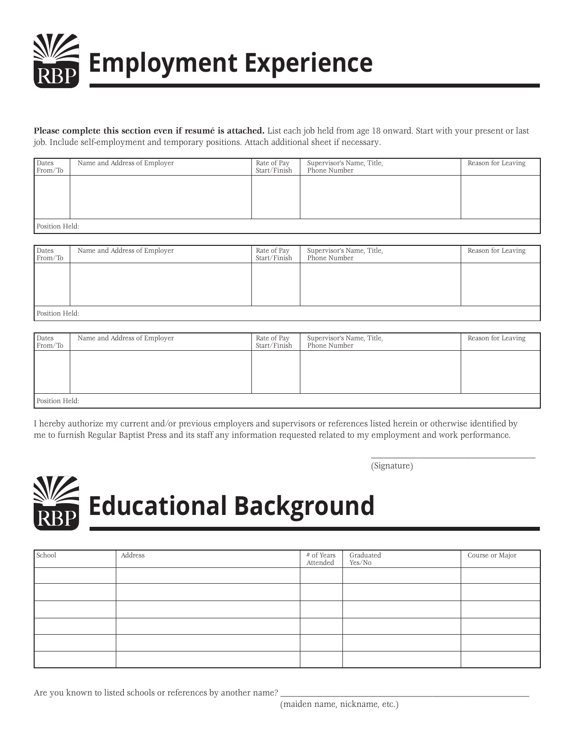# Employment Experience

**Please complete this section even if resumé is attached.** List each job held from age 18 onward. Start with your present or last job. Include self-employment and temporary positions. Attach additional sheet if necessary.

| Dates From/To | Name and Address of Employer | Rate of Pay Start/Finish | Supervisor's Name, Title, Phone Number | Reason for Leaving |
|---|---|---|---|---|
| | | | | |
| Position Held: | | | | |

| Dates From/To | Name and Address of Employer | Rate of Pay Start/Finish | Supervisor's Name, Title, Phone Number | Reason for Leaving |
|---|---|---|---|---|
| | | | | |
| Position Held: | | | | |

| Dates From/To | Name and Address of Employer | Rate of Pay Start/Finish | Supervisor's Name, Title, Phone Number | Reason for Leaving |
|---|---|---|---|---|
| | | | | |
| Position Held: | | | | |

I hereby authorize my current and/or previous employers and supervisors or references listed herein or otherwise identified by me to furnish Regular Baptist Press and its staff any information requested related to my employment and work performance.

\_\_\_\_\_\_\_\_\_\_\_\_\_\_\_\_\_\_\_\_\_\_\_\_\_\_\_\_\_\_\_\_\_\_\_\_
(Signature)

# Educational Background

| School | Address | # of Years Attended | Graduated Yes/No | Course or Major |
|---|---|---|---|---|
| | | | | |
| | | | | |
| | | | | |
| | | | | |
| | | | | |
| | | | | |

Are you known to listed schools or references by another name? \_\_\_\_\_\_\_\_\_\_\_\_\_\_\_\_\_\_\_\_\_\_\_\_\_\_\_\_\_\_\_\_\_\_\_\_\_\_\_\_\_\_\_\_
(maiden name, nickname, etc.)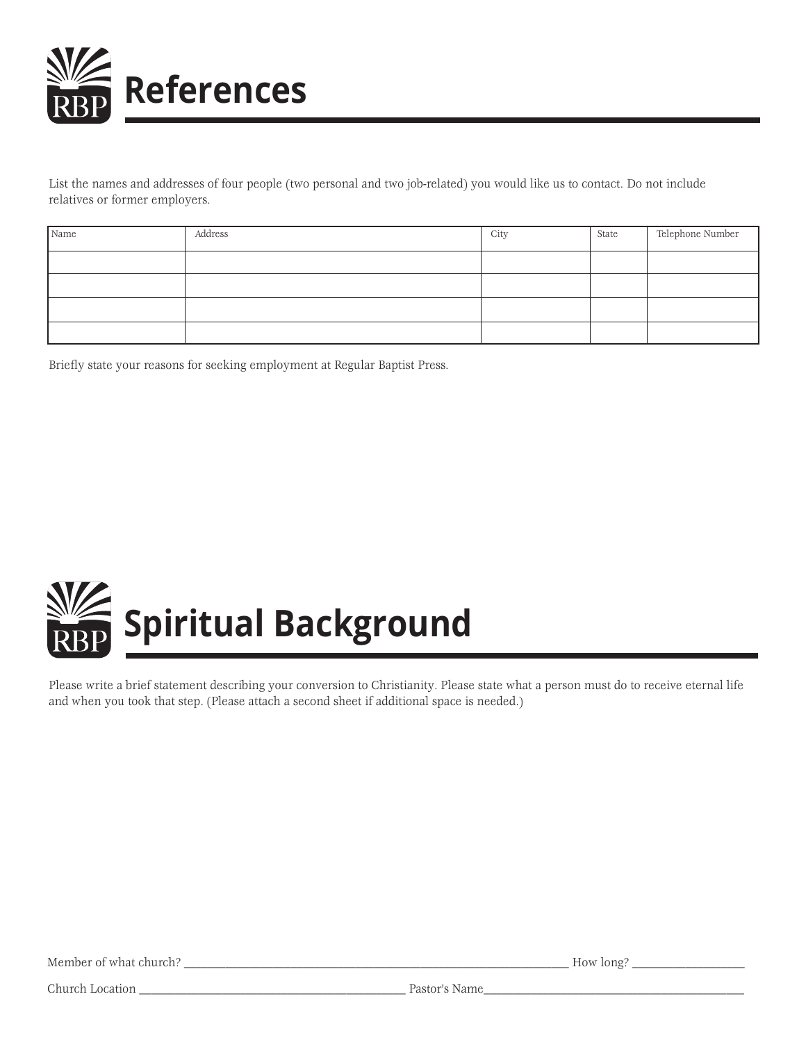# References

List the names and addresses of four people (two personal and two job-related) you would like us to contact. Do not include relatives or former employers.

| Name | Address | City | State | Telephone Number |
|---|---|---|---|---|
| | | | | |
| | | | | |
| | | | | |
| | | | | |

Briefly state your reasons for seeking employment at Regular Baptist Press.

# Spiritual Background

Please write a brief statement describing your conversion to Christianity. Please state what a person must do to receive eternal life and when you took that step. (Please attach a second sheet if additional space is needed.)

Member of what church? ______________________________ How long? ____________

Church Location ______________________________ Pastor's Name______________________________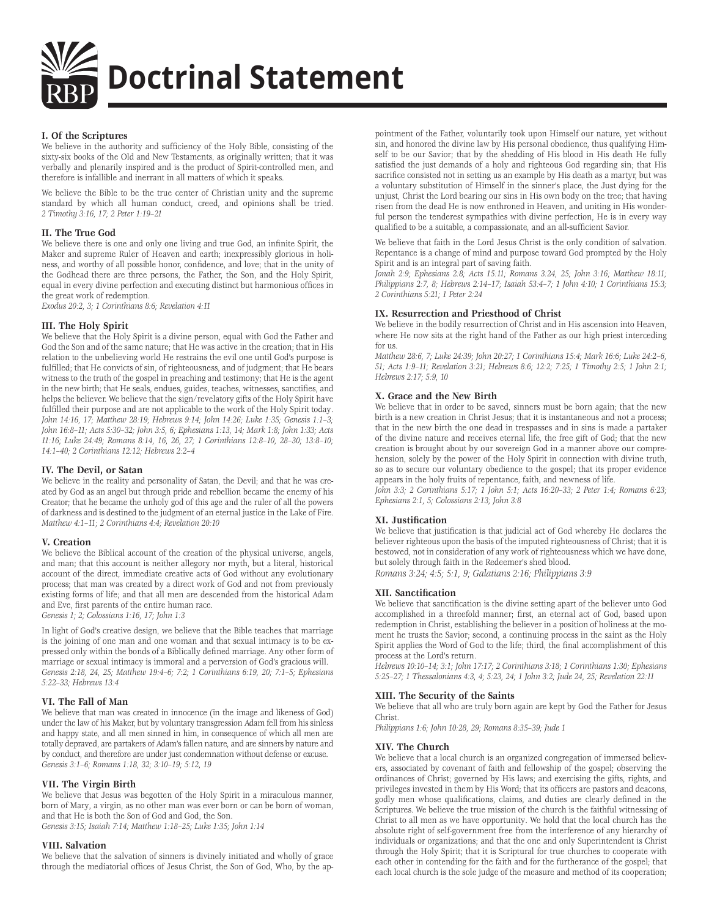# Doctrinal Statement

## I. Of the Scriptures

We believe in the authority and sufficiency of the Holy Bible, consisting of the sixty-six books of the Old and New Testaments, as originally written; that it was verbally and plenarily inspired and is the product of Spirit-controlled men, and therefore is infallible and inerrant in all matters of which it speaks.

We believe the Bible to be the true center of Christian unity and the supreme standard by which all human conduct, creed, and opinions shall be tried. *2 Timothy 3:16, 17; 2 Peter 1:19–21*

## II. The True God

We believe there is one and only one living and true God, an infinite Spirit, the Maker and supreme Ruler of Heaven and earth; inexpressibly glorious in holiness, and worthy of all possible honor, confidence, and love; that in the unity of the Godhead there are three persons, the Father, the Son, and the Holy Spirit, equal in every divine perfection and executing distinct but harmonious offices in the great work of redemption.
*Exodus 20:2, 3; 1 Corinthians 8:6; Revelation 4:11*

## III. The Holy Spirit

We believe that the Holy Spirit is a divine person, equal with God the Father and God the Son and of the same nature; that He was active in the creation; that in His relation to the unbelieving world He restrains the evil one until God's purpose is fulfilled; that He convicts of sin, of righteousness, and of judgment; that He bears witness to the truth of the gospel in preaching and testimony; that He is the agent in the new birth; that He seals, endues, guides, teaches, witnesses, sanctifies, and helps the believer. We believe that the sign/revelatory gifts of the Holy Spirit have fulfilled their purpose and are not applicable to the work of the Holy Spirit today.
*John 14:16, 17; Matthew 28:19; Hebrews 9:14; John 14:26; Luke 1:35; Genesis 1:1–3; John 16:8–11; Acts 5:30–32; John 3:5, 6; Ephesians 1:13, 14; Mark 1:8; John 1:33; Acts 11:16; Luke 24:49; Romans 8:14, 16, 26, 27; 1 Corinthians 12:8–10, 28–30; 13:8–10; 14:1–40; 2 Corinthians 12:12; Hebrews 2:2–4*

## IV. The Devil, or Satan

We believe in the reality and personality of Satan, the Devil; and that he was created by God as an angel but through pride and rebellion became the enemy of his Creator; that he became the unholy god of this age and the ruler of all the powers of darkness and is destined to the judgment of an eternal justice in the Lake of Fire.
*Matthew 4:1–11; 2 Corinthians 4:4; Revelation 20:10*

## V. Creation

We believe the Biblical account of the creation of the physical universe, angels, and man; that this account is neither allegory nor myth, but a literal, historical account of the direct, immediate creative acts of God without any evolutionary process; that man was created by a direct work of God and not from previously existing forms of life; and that all men are descended from the historical Adam and Eve, first parents of the entire human race.
*Genesis 1; 2; Colossians 1:16, 17; John 1:3*

In light of God's creative design, we believe that the Bible teaches that marriage is the joining of one man and one woman and that sexual intimacy is to be expressed only within the bonds of a Biblically defined marriage. Any other form of marriage or sexual intimacy is immoral and a perversion of God's gracious will.
*Genesis 2:18, 24, 25; Matthew 19:4–6; 7:2; 1 Corinthians 6:19, 20; 7:1–5; Ephesians 5:22–33; Hebrews 13:4*

## VI. The Fall of Man

We believe that man was created in innocence (in the image and likeness of God) under the law of his Maker, but by voluntary transgression Adam fell from his sinless and happy state, and all men sinned in him, in consequence of which all men are totally depraved, are partakers of Adam's fallen nature, and are sinners by nature and by conduct, and therefore are under just condemnation without defense or excuse.
*Genesis 3:1–6; Romans 1:18, 32; 3:10–19; 5:12, 19*

## VII. The Virgin Birth

We believe that Jesus was begotten of the Holy Spirit in a miraculous manner, born of Mary, a virgin, as no other man was ever born or can be born of woman, and that He is both the Son of God and God, the Son.
*Genesis 3:15; Isaiah 7:14; Matthew 1:18–25; Luke 1:35; John 1:14*

## VIII. Salvation

We believe that the salvation of sinners is divinely initiated and wholly of grace through the mediatorial offices of Jesus Christ, the Son of God, Who, by the appointment of the Father, voluntarily took upon Himself our nature, yet without sin, and honored the divine law by His personal obedience, thus qualifying Himself to be our Savior; that by the shedding of His blood in His death He fully satisfied the just demands of a holy and righteous God regarding sin; that His sacrifice consisted not in setting us an example by His death as a martyr, but was a voluntary substitution of Himself in the sinner's place, the Just dying for the unjust, Christ the Lord bearing our sins in His own body on the tree; that having risen from the dead He is now enthroned in Heaven, and uniting in His wonderful person the tenderest sympathies with divine perfection, He is in every way qualified to be a suitable, a compassionate, and an all-sufficient Savior.

We believe that faith in the Lord Jesus Christ is the only condition of salvation. Repentance is a change of mind and purpose toward God prompted by the Holy Spirit and is an integral part of saving faith.
*Jonah 2:9; Ephesians 2:8; Acts 15:11; Romans 3:24, 25; John 3:16; Matthew 18:11; Philippians 2:7, 8; Hebrews 2:14–17; Isaiah 53:4–7; 1 John 4:10; 1 Corinthians 15:3; 2 Corinthians 5:21; 1 Peter 2:24*

## IX. Resurrection and Priesthood of Christ

We believe in the bodily resurrection of Christ and in His ascension into Heaven, where He now sits at the right hand of the Father as our high priest interceding for us.
*Matthew 28:6, 7; Luke 24:39; John 20:27; 1 Corinthians 15:4; Mark 16:6; Luke 24:2–6, 51; Acts 1:9–11; Revelation 3:21; Hebrews 8:6; 12:2; 7:25; 1 Timothy 2:5; 1 John 2:1; Hebrews 2:17; 5:9, 10*

## X. Grace and the New Birth

We believe that in order to be saved, sinners must be born again; that the new birth is a new creation in Christ Jesus; that it is instantaneous and not a process; that in the new birth the one dead in trespasses and in sins is made a partaker of the divine nature and receives eternal life, the free gift of God; that the new creation is brought about by our sovereign God in a manner above our comprehension, solely by the power of the Holy Spirit in connection with divine truth, so as to secure our voluntary obedience to the gospel; that its proper evidence appears in the holy fruits of repentance, faith, and newness of life.
*John 3:3; 2 Corinthians 5:17; 1 John 5:1; Acts 16:20–33; 2 Peter 1:4; Romans 6:23; Ephesians 2:1, 5; Colossians 2:13; John 3:8*

## XI. Justification

We believe that justification is that judicial act of God whereby He declares the believer righteous upon the basis of the imputed righteousness of Christ; that it is bestowed, not in consideration of any work of righteousness which we have done, but solely through faith in the Redeemer's shed blood.
*Romans 3:24; 4:5; 5:1, 9; Galatians 2:16; Philippians 3:9*

## XII. Sanctification

We believe that sanctification is the divine setting apart of the believer unto God accomplished in a threefold manner; first, an eternal act of God, based upon redemption in Christ, establishing the believer in a position of holiness at the moment he trusts the Savior; second, a continuing process in the saint as the Holy Spirit applies the Word of God to the life; third, the final accomplishment of this process at the Lord's return.
*Hebrews 10:10–14; 3:1; John 17:17; 2 Corinthians 3:18; 1 Corinthians 1:30; Ephesians 5:25–27; 1 Thessalonians 4:3, 4; 5:23, 24; 1 John 3:2; Jude 24, 25; Revelation 22:11*

## XIII. The Security of the Saints

We believe that all who are truly born again are kept by God the Father for Jesus Christ.
*Philippians 1:6; John 10:28, 29; Romans 8:35–39; Jude 1*

## XIV. The Church

We believe that a local church is an organized congregation of immersed believers, associated by covenant of faith and fellowship of the gospel; observing the ordinances of Christ; governed by His laws; and exercising the gifts, rights, and privileges invested in them by His Word; that its officers are pastors and deacons, godly men whose qualifications, claims, and duties are clearly defined in the Scriptures. We believe the true mission of the church is the faithful witnessing of Christ to all men as we have opportunity. We hold that the local church has the absolute right of self-government free from the interference of any hierarchy of individuals or organizations; and that the one and only Superintendent is Christ through the Holy Spirit; that it is Scriptural for true churches to cooperate with each other in contending for the faith and for the furtherance of the gospel; that each local church is the sole judge of the measure and method of its cooperation;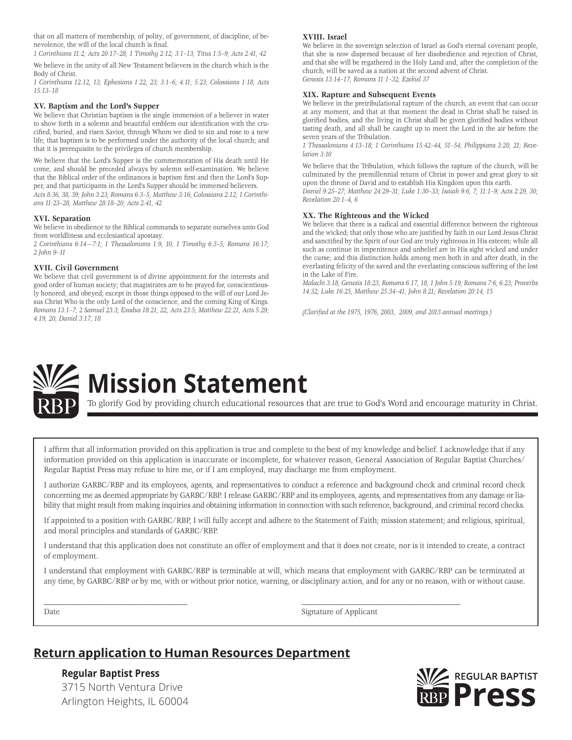that on all matters of membership, of polity, of government, of discipline, of benevolence, the will of the local church is final.

*1 Corinthians 11:2; Acts 20:17–28; 1 Timothy 2:12; 3:1–13; Titus 1:5–9; Acts 2:41, 42*

We believe in the unity of all New Testament believers in the church which is the Body of Christ.

*1 Corinthians 12:12, 13; Ephesians 1:22, 23; 3:1–6; 4:11; 5:23; Colossians 1:18; Acts 15:13–18*

### XV. Baptism and the Lord's Supper

We believe that Christian baptism is the single immersion of a believer in water to show forth in a solemn and beautiful emblem our identification with the crucified, buried, and risen Savior, through Whom we died to sin and rose to a new life; that baptism is to be performed under the authority of the local church; and that it is prerequisite to the privileges of church membership.

We believe that the Lord's Supper is the commemoration of His death until He come, and should be preceded always by solemn self-examination. We believe that the Biblical order of the ordinances is baptism first and then the Lord's Supper, and that participants in the Lord's Supper should be immersed believers.

*Acts 8:36, 38, 39; John 3:23; Romans 6:3–5; Matthew 3:16; Colossians 2:12; 1 Corinthians 11:23–28; Matthew 28:18–20; Acts 2:41, 42*

### XVI. Separation

We believe in obedience to the Biblical commands to separate ourselves unto God from worldliness and ecclesiastical apostasy.

*2 Corinthians 6:14—7:1; 1 Thessalonians 1:9, 10; 1 Timothy 6:3–5; Romans 16:17; 2 John 9–11*

### XVII. Civil Government

We believe that civil government is of divine appointment for the interests and good order of human society; that magistrates are to be prayed for, conscientiously honored, and obeyed; except in those things opposed to the will of our Lord Jesus Christ Who is the only Lord of the conscience, and the coming King of Kings.

*Romans 13:1–7; 2 Samuel 23:3; Exodus 18:21, 22; Acts 23:5; Matthew 22:21; Acts 5:29; 4:19, 20; Daniel 3:17, 18*

### XVIII. Israel

We believe in the sovereign selection of Israel as God's eternal covenant people, that she is now dispersed because of her disobedience and rejection of Christ, and that she will be regathered in the Holy Land and, after the completion of the church, will be saved as a nation at the second advent of Christ.

*Genesis 13:14–17; Romans 11:1–32; Ezekiel 37*

### XIX. Rapture and Subsequent Events

We believe in the pretribulational rapture of the church, an event that can occur at any moment, and that at that moment the dead in Christ shall be raised in glorified bodies, and the living in Christ shall be given glorified bodies without tasting death, and all shall be caught up to meet the Lord in the air before the seven years of the Tribulation.

*1 Thessalonians 4:13–18; 1 Corinthians 15:42–44, 51–54; Philippians 3:20, 21; Revelation 3:10*

We believe that the Tribulation, which follows the rapture of the church, will be culminated by the premillennial return of Christ in power and great glory to sit upon the throne of David and to establish His Kingdom upon this earth.

*Daniel 9:25–27; Matthew 24:29–31; Luke 1:30–33; Isaiah 9:6, 7; 11:1–9; Acts 2:29, 30; Revelation 20:1–4, 6*

### XX. The Righteous and the Wicked

We believe that there is a radical and essential difference between the righteous and the wicked; that only those who are justified by faith in our Lord Jesus Christ and sanctified by the Spirit of our God are truly righteous in His esteem; while all such as continue in impenitence and unbelief are in His sight wicked and under the curse; and this distinction holds among men both in and after death, in the everlasting felicity of the saved and the everlasting conscious suffering of the lost in the Lake of Fire.

*Malachi 3:18; Genesis 18:23; Romans 6:17, 18; 1 John 5:19; Romans 7:6; 6:23; Proverbs 14:32; Luke 16:25; Matthew 25:34–41; John 8:21; Revelation 20:14, 15*

*(Clarified at the 1975, 1976, 2003, 2009, and 2013 annual meetings.)*

# Mission Statement

To glorify God by providing church educational resources that are true to God's Word and encourage maturity in Christ.

I affirm that all information provided on this application is true and complete to the best of my knowledge and belief. I acknowledge that if any information provided on this application is inaccurate or incomplete, for whatever reason, General Association of Regular Baptist Churches/ Regular Baptist Press may refuse to hire me, or if I am employed, may discharge me from employment.

I authorize GARBC/RBP and its employees, agents, and representatives to conduct a reference and background check and criminal record check concerning me as deemed appropriate by GARBC/RBP. I release GARBC/RBP and its employees, agents, and representatives from any damage or liability that might result from making inquiries and obtaining information in connection with such reference, background, and criminal record checks.

If appointed to a position with GARBC/RBP, I will fully accept and adhere to the Statement of Faith; mission statement; and religious, spiritual, and moral principles and standards of GARBC/RBP.

I understand that this application does not constitute an offer of employment and that it does not create, nor is it intended to create, a contract of employment.

I understand that employment with GARBC/RBP is terminable at will, which means that employment with GARBC/RBP can be terminated at any time, by GARBC/RBP or by me, with or without prior notice, warning, or disciplinary action, and for any or no reason, with or without cause.

\_\_\_\_\_\_\_\_\_\_\_\_\_\_\_\_\_\_\_\_\_\_\_\_\_\_\_\_\_\_\_\_\_\_\_ Date

\_\_\_\_\_\_\_\_\_\_\_\_\_\_\_\_\_\_\_\_\_\_\_\_\_\_\_\_\_\_\_\_\_\_\_ Signature of Applicant

## Return application to Human Resources Department

**Regular Baptist Press**
3715 North Ventura Drive
Arlington Heights, IL 60004

REGULAR BAPTIST Press